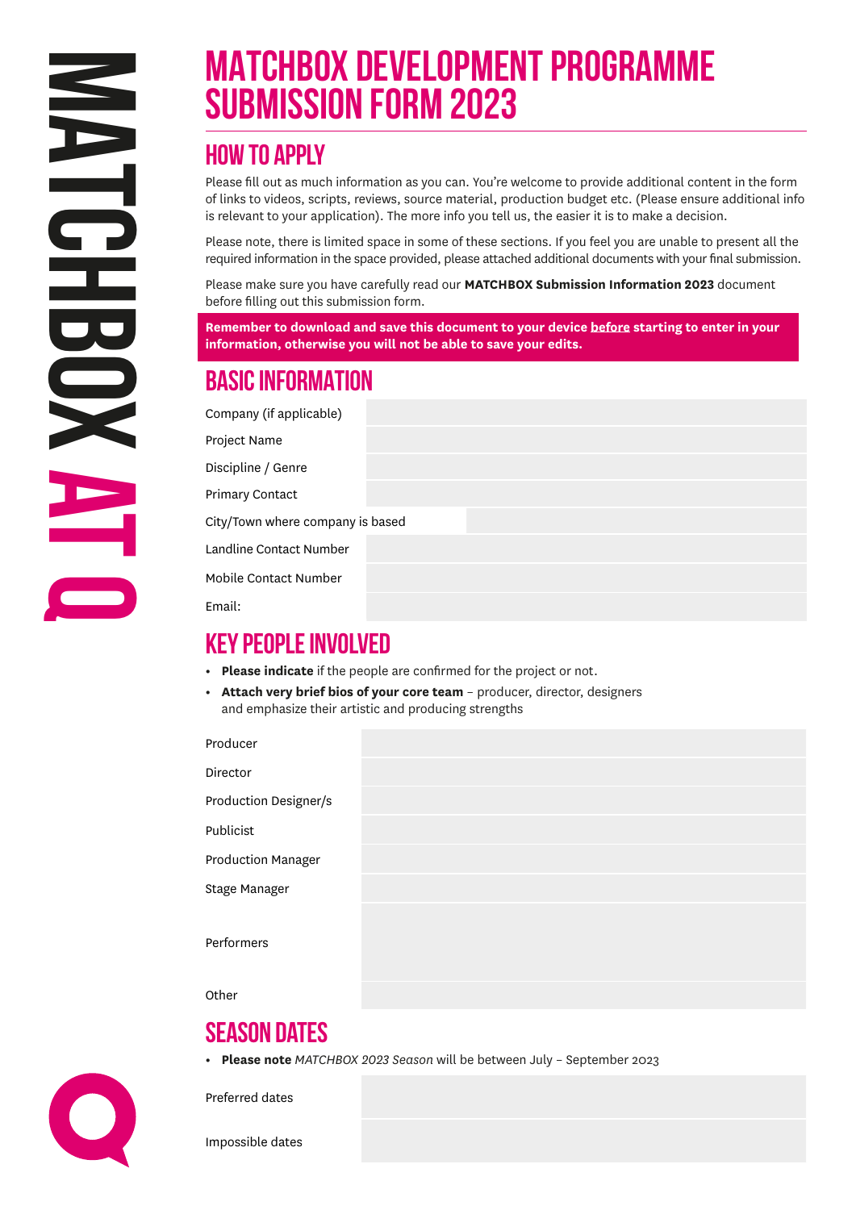# MATCHBOX DEVELOPMENT PROGRAMME SUBMISSION FORM 2023

## HOW TO APPLY

Please fill out as much information as you can. You're welcome to provide additional content in the form of links to videos, scripts, reviews, source material, production budget etc. (Please ensure additional info is relevant to your application). The more info you tell us, the easier it is to make a decision.

Please note, there is limited space in some of these sections. If you feel you are unable to present all the required information in the space provided, please attached additional documents with your final submission.

Please make sure you have carefully read our **MATCHBOX Submission Information 2023** document before filling out this submission form.

**Remember to download and save this document to your device before starting to enter in your information, otherwise you will not be able to save your edits.**

## BASIC INFORMATION

| | |
|---|---|
| Company (if applicable) | |
| Project Name | |
| Discipline / Genre | |
| Primary Contact | |
| City/Town where company is based | |
| Landline Contact Number | |
| Mobile Contact Number | |
| Email: | |

## KEY PEOPLE INVOLVED

- **Please indicate** if the people are confirmed for the project or not.
- **Attach very brief bios of your core team** – producer, director, designers and emphasize their artistic and producing strengths

| | |
|---|---|
| Producer | |
| Director | |
| Production Designer/s | |
| Publicist | |
| Production Manager | |
| Stage Manager | |
| Performers | |
| Other | |

## SEASON DATES

- **Please note** *MATCHBOX 2023 Season* will be between July – September 2023

| | |
|---|---|
| Preferred dates | |
| Impossible dates | |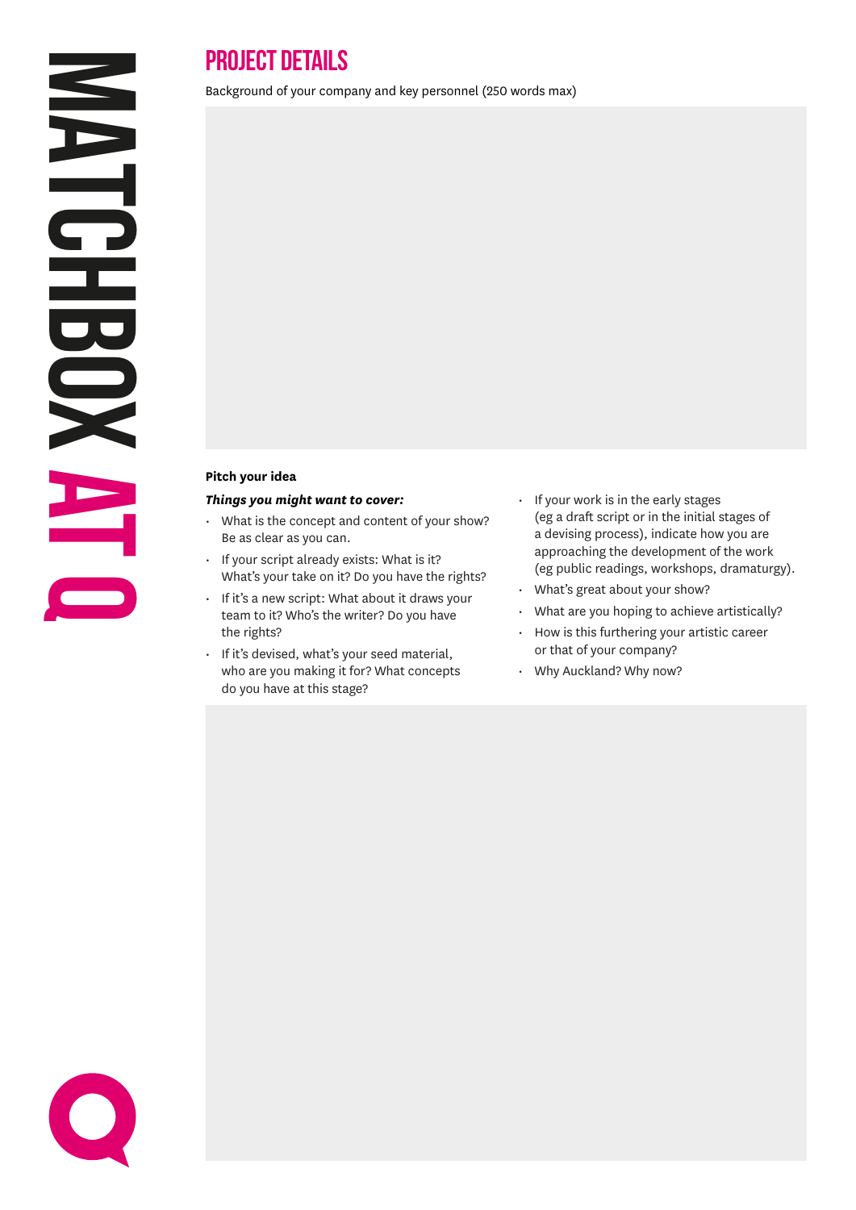## PROJECT DETAILS

Background of your company and key personnel (250 words max)

**Pitch your idea**

***Things you might want to cover:***

- What is the concept and content of your show? Be as clear as you can.
- If your script already exists: What is it? What's your take on it? Do you have the rights?
- If it's a new script: What about it draws your team to it? Who's the writer? Do you have the rights?
- If it's devised, what's your seed material, who are you making it for? What concepts do you have at this stage?
- If your work is in the early stages (eg a draft script or in the initial stages of a devising process), indicate how you are approaching the development of the work (eg public readings, workshops, dramaturgy).
- What's great about your show?
- What are you hoping to achieve artistically?
- How is this furthering your artistic career or that of your company?
- Why Auckland? Why now?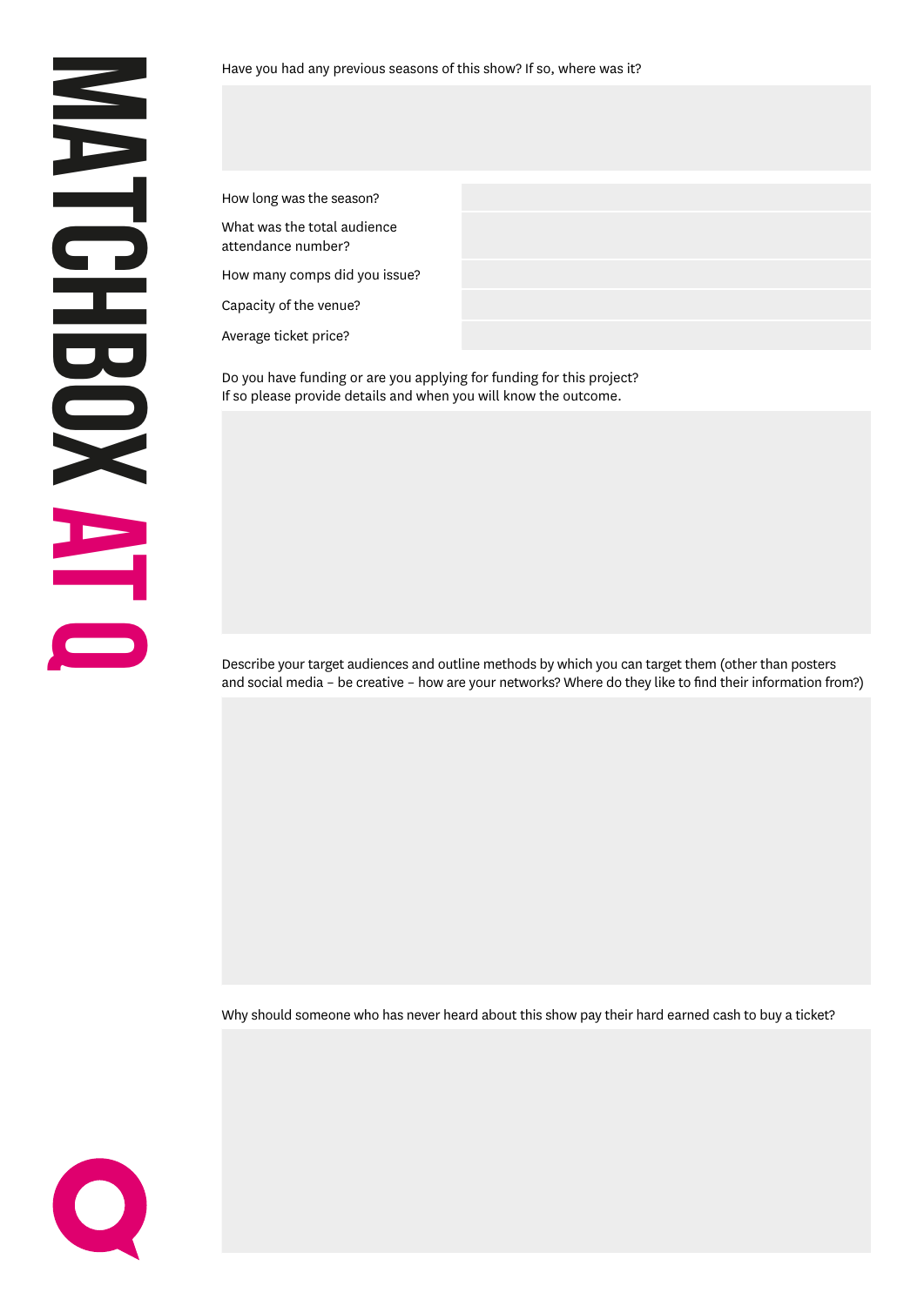Have you had any previous seasons of this show? If so, where was it?

| | |
|---|---|
| How long was the season? | |
| What was the total audience attendance number? | |
| How many comps did you issue? | |
| Capacity of the venue? | |
| Average ticket price? | |

Do you have funding or are you applying for funding for this project?
If so please provide details and when you will know the outcome.

Describe your target audiences and outline methods by which you can target them (other than posters and social media – be creative – how are your networks? Where do they like to find their information from?)

Why should someone who has never heard about this show pay their hard earned cash to buy a ticket?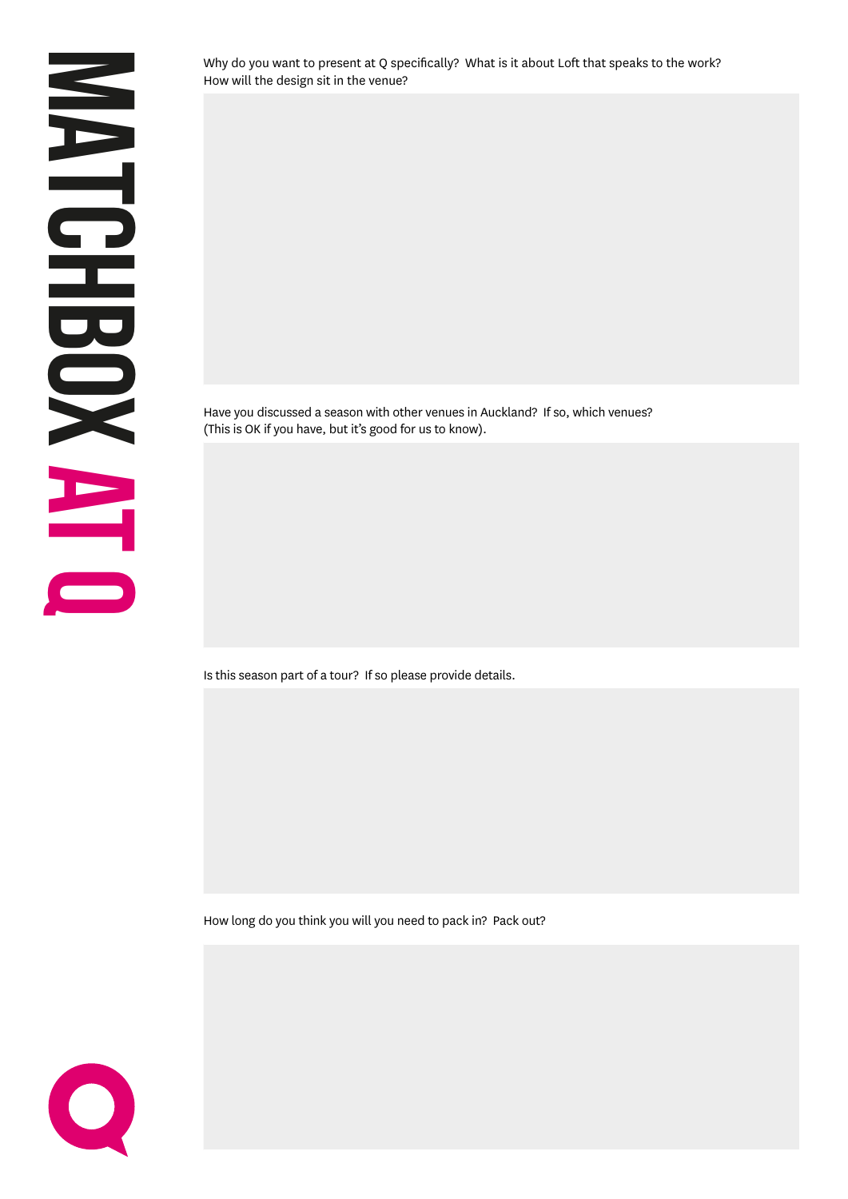Why do you want to present at Q specifically? What is it about Loft that speaks to the work? How will the design sit in the venue?

Have you discussed a season with other venues in Auckland? If so, which venues? (This is OK if you have, but it's good for us to know).

Is this season part of a tour? If so please provide details.

How long do you think you will you need to pack in? Pack out?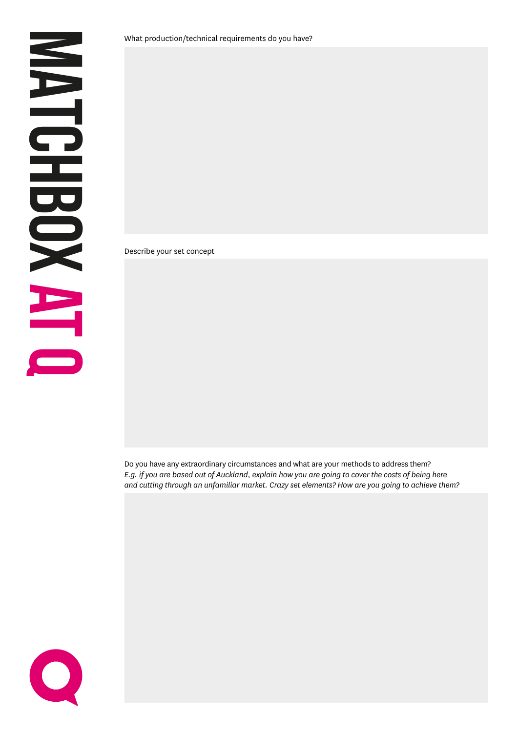What production/technical requirements do you have?

Describe your set concept

Do you have any extraordinary circumstances and what are your methods to address them?
*E.g. if you are based out of Auckland, explain how you are going to cover the costs of being here and cutting through an unfamiliar market. Crazy set elements? How are you going to achieve them?*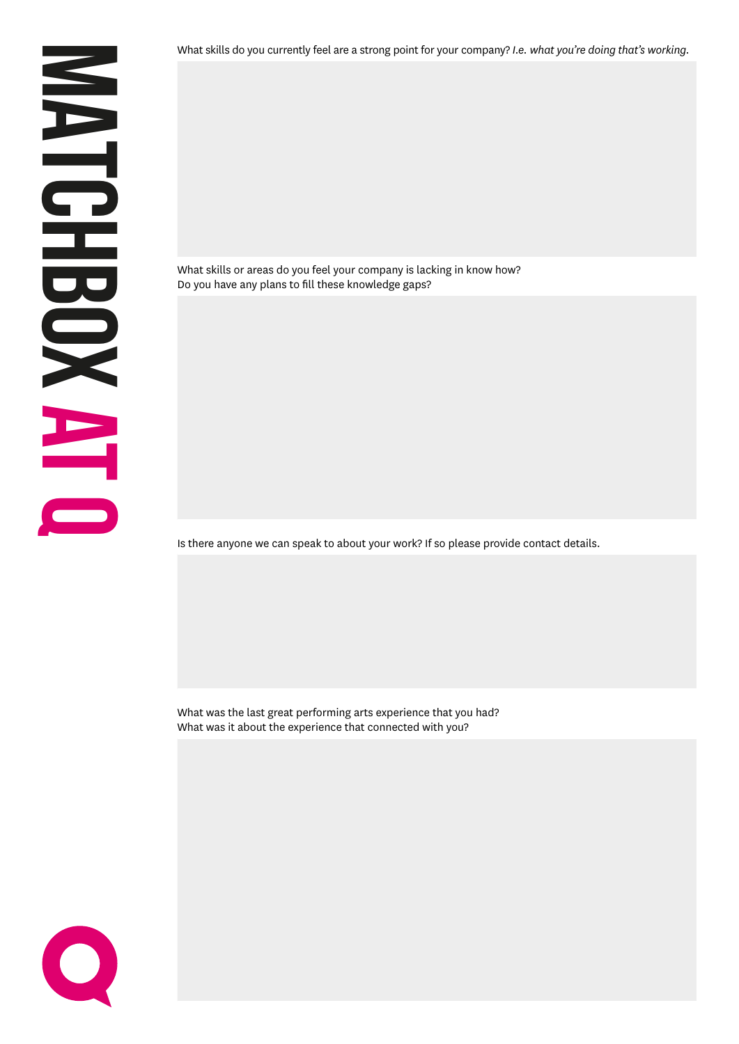What skills do you currently feel are a strong point for your company? *I.e. what you're doing that's working.*

What skills or areas do you feel your company is lacking in know how?
Do you have any plans to fill these knowledge gaps?

Is there anyone we can speak to about your work? If so please provide contact details.

What was the last great performing arts experience that you had?
What was it about the experience that connected with you?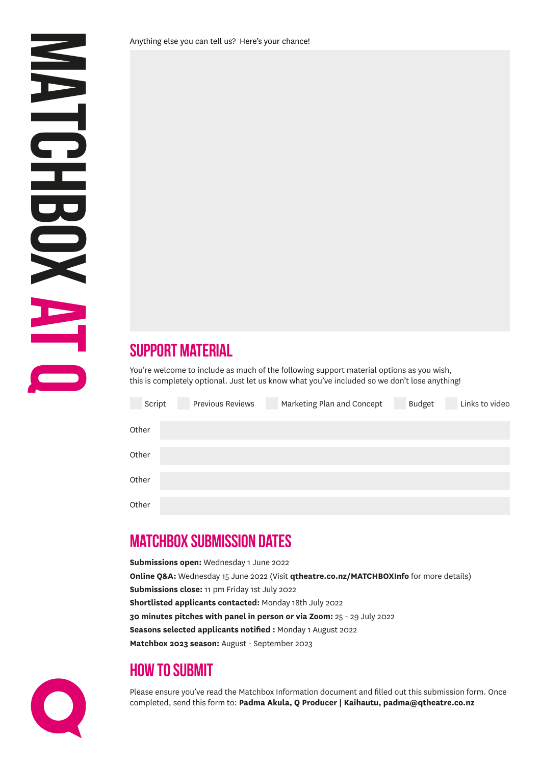Anything else you can tell us?  Here's your chance!

## SUPPORT MATERIAL

You're welcome to include as much of the following support material options as you wish, this is completely optional. Just let us know what you've included so we don't lose anything!

☐ Script ☐ Previous Reviews ☐ Marketing Plan and Concept ☐ Budget ☐ Links to video

Other

Other

Other

Other

## MATCHBOX SUBMISSION DATES

**Submissions open:** Wednesday 1 June 2022
**Online Q&A:** Wednesday 15 June 2022 (Visit **qtheatre.co.nz/MATCHBOXInfo** for more details)
**Submissions close:** 11 pm Friday 1st July 2022
**Shortlisted applicants contacted:** Monday 18th July 2022
**30 minutes pitches with panel in person or via Zoom:** 25 - 29 July 2022
**Seasons selected applicants notified :** Monday 1 August 2022
**Matchbox 2023 season:** August - September 2023

## HOW TO SUBMIT

Please ensure you've read the Matchbox Information document and filled out this submission form. Once completed, send this form to: **Padma Akula, Q Producer | Kaihautu, padma@qtheatre.co.nz**